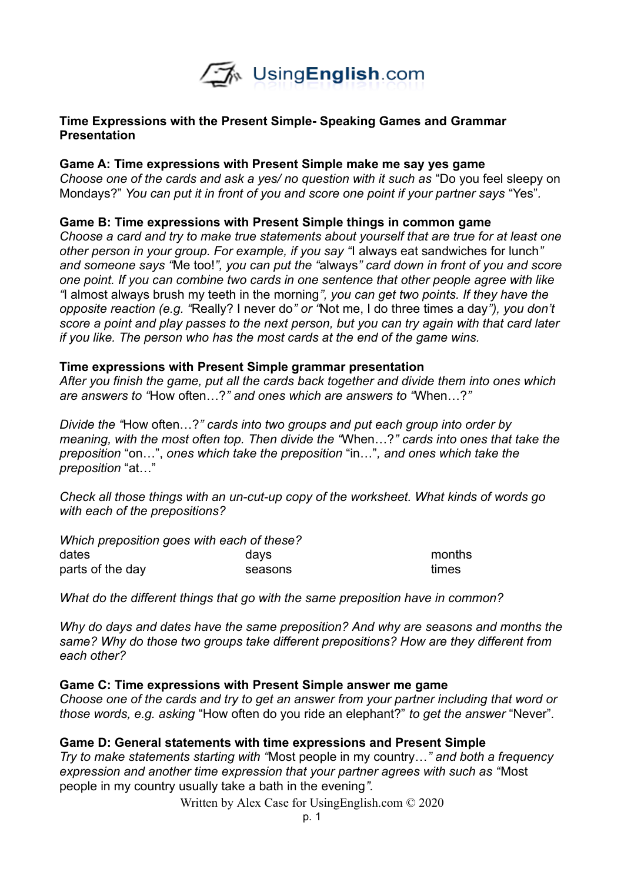UsingEnglish.com

**Time Expressions with the Present Simple- Speaking Games and Grammar Presentation**

**Game A: Time expressions with Present Simple make me say yes game**

*Choose one of the cards and ask a yes/ no question with it such as* "Do you feel sleepy on Mondays?" *You can put it in front of you and score one point if your partner says* "Yes"*.*

**Game B: Time expressions with Present Simple things in common game**

*Choose a card and try to make true statements about yourself that are true for at least one other person in your group. For example, if you say "*I always eat sandwiches for lunch*" and someone says "*Me too!*", you can put the "*always*" card down in front of you and score one point. If you can combine two cards in one sentence that other people agree with like "*I almost always brush my teeth in the morning*", you can get two points. If they have the opposite reaction (e.g. "*Really? I never do*" or "*Not me, I do three times a day*"), you don't score a point and play passes to the next person, but you can try again with that card later if you like. The person who has the most cards at the end of the game wins.*

**Time expressions with Present Simple grammar presentation**

*After you finish the game, put all the cards back together and divide them into ones which are answers to "*How often…?*" and ones which are answers to "*When…?*"*

*Divide the "*How often…?*" cards into two groups and put each group into order by meaning, with the most often top. Then divide the "*When…?*" cards into ones that take the preposition* "on…"*, ones which take the preposition* "in…"*, and ones which take the preposition* "at…"

*Check all those things with an un-cut-up copy of the worksheet. What kinds of words go with each of the prepositions?*

*Which preposition goes with each of these?*

| | | |
|---|---|---|
| dates | days | months |
| parts of the day | seasons | times |

*What do the different things that go with the same preposition have in common?*

*Why do days and dates have the same preposition? And why are seasons and months the same? Why do those two groups take different prepositions? How are they different from each other?*

**Game C: Time expressions with Present Simple answer me game**

*Choose one of the cards and try to get an answer from your partner including that word or those words, e.g. asking* "How often do you ride an elephant?" *to get the answer* "Never"*.*

**Game D: General statements with time expressions and Present Simple**

*Try to make statements starting with "*Most people in my country…*" and both a frequency expression and another time expression that your partner agrees with such as "*Most people in my country usually take a bath in the evening*".*

Written by Alex Case for UsingEnglish.com © 2020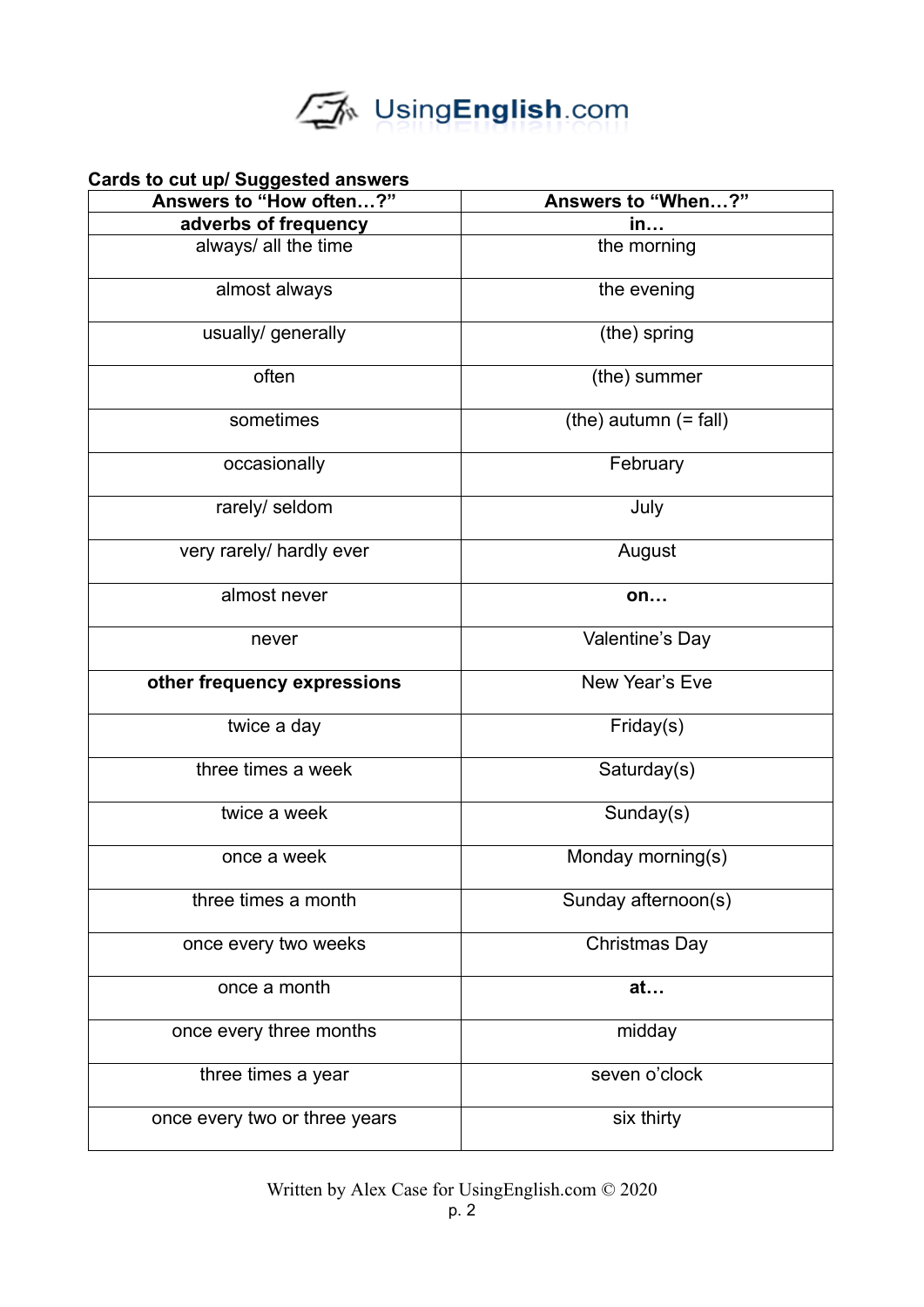**Cards to cut up/ Suggested answers**

| Answers to "How often…?" | Answers to "When…?" |
| --- | --- |
| **adverbs of frequency** | **in…** |
| always/ all the time | the morning |
| almost always | the evening |
| usually/ generally | (the) spring |
| often | (the) summer |
| sometimes | (the) autumn (= fall) |
| occasionally | February |
| rarely/ seldom | July |
| very rarely/ hardly ever | August |
| almost never | **on…** |
| never | Valentine's Day |
| **other frequency expressions** | New Year's Eve |
| twice a day | Friday(s) |
| three times a week | Saturday(s) |
| twice a week | Sunday(s) |
| once a week | Monday morning(s) |
| three times a month | Sunday afternoon(s) |
| once every two weeks | Christmas Day |
| once a month | **at…** |
| once every three months | midday |
| three times a year | seven o'clock |
| once every two or three years | six thirty |

Written by Alex Case for UsingEnglish.com © 2020